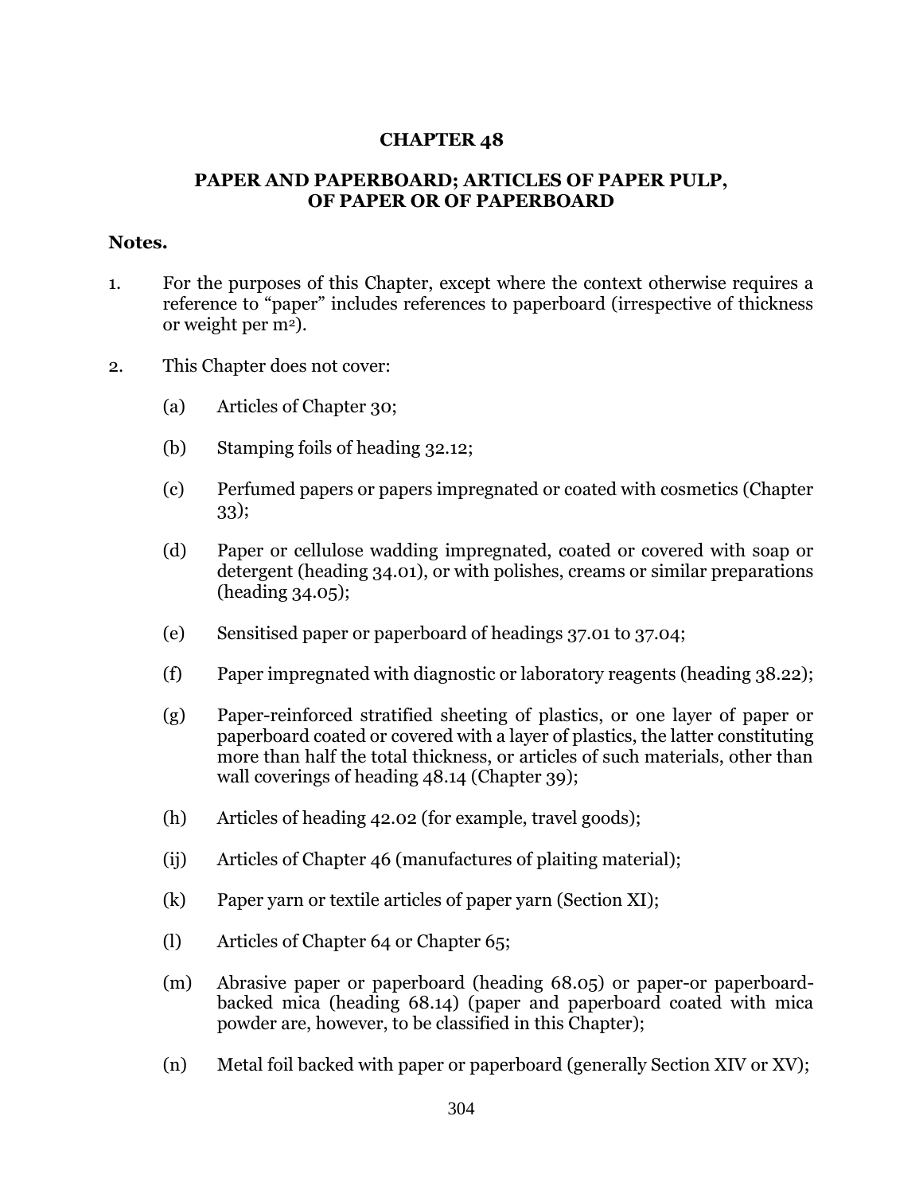# CHAPTER 48

## PAPER AND PAPERBOARD; ARTICLES OF PAPER PULP, OF PAPER OR OF PAPERBOARD

**Notes.**

1. For the purposes of this Chapter, except where the context otherwise requires a reference to "paper" includes references to paperboard (irrespective of thickness or weight per $m^2$).

2. This Chapter does not cover:

   (a) Articles of Chapter 30;

   (b) Stamping foils of heading 32.12;

   (c) Perfumed papers or papers impregnated or coated with cosmetics (Chapter 33);

   (d) Paper or cellulose wadding impregnated, coated or covered with soap or detergent (heading 34.01), or with polishes, creams or similar preparations (heading 34.05);

   (e) Sensitised paper or paperboard of headings 37.01 to 37.04;

   (f) Paper impregnated with diagnostic or laboratory reagents (heading 38.22);

   (g) Paper-reinforced stratified sheeting of plastics, or one layer of paper or paperboard coated or covered with a layer of plastics, the latter constituting more than half the total thickness, or articles of such materials, other than wall coverings of heading 48.14 (Chapter 39);

   (h) Articles of heading 42.02 (for example, travel goods);

   (ij) Articles of Chapter 46 (manufactures of plaiting material);

   (k) Paper yarn or textile articles of paper yarn (Section XI);

   (l) Articles of Chapter 64 or Chapter 65;

   (m) Abrasive paper or paperboard (heading 68.05) or paper-or paperboard-backed mica (heading 68.14) (paper and paperboard coated with mica powder are, however, to be classified in this Chapter);

   (n) Metal foil backed with paper or paperboard (generally Section XIV or XV);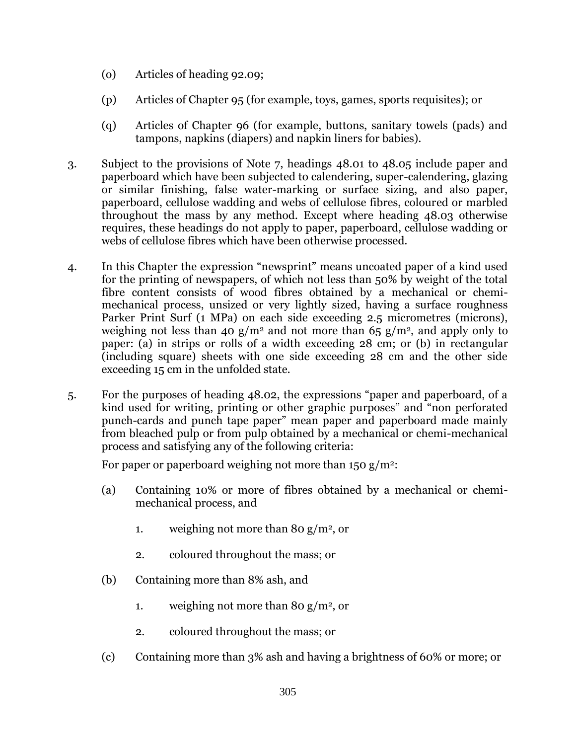(o) Articles of heading 92.09;

(p) Articles of Chapter 95 (for example, toys, games, sports requisites); or

(q) Articles of Chapter 96 (for example, buttons, sanitary towels (pads) and tampons, napkins (diapers) and napkin liners for babies).

3. Subject to the provisions of Note 7, headings 48.01 to 48.05 include paper and paperboard which have been subjected to calendering, super-calendering, glazing or similar finishing, false water-marking or surface sizing, and also paper, paperboard, cellulose wadding and webs of cellulose fibres, coloured or marbled throughout the mass by any method. Except where heading 48.03 otherwise requires, these headings do not apply to paper, paperboard, cellulose wadding or webs of cellulose fibres which have been otherwise processed.

4. In this Chapter the expression "newsprint" means uncoated paper of a kind used for the printing of newspapers, of which not less than 50% by weight of the total fibre content consists of wood fibres obtained by a mechanical or chemi-mechanical process, unsized or very lightly sized, having a surface roughness Parker Print Surf (1 MPa) on each side exceeding 2.5 micrometres (microns), weighing not less than 40 $g/m^2$ and not more than 65 $g/m^2$, and apply only to paper: (a) in strips or rolls of a width exceeding 28 cm; or (b) in rectangular (including square) sheets with one side exceeding 28 cm and the other side exceeding 15 cm in the unfolded state.

5. For the purposes of heading 48.02, the expressions "paper and paperboard, of a kind used for writing, printing or other graphic purposes" and "non perforated punch-cards and punch tape paper" mean paper and paperboard made mainly from bleached pulp or from pulp obtained by a mechanical or chemi-mechanical process and satisfying any of the following criteria:

   For paper or paperboard weighing not more than 150 $g/m^2$:

   (a) Containing 10% or more of fibres obtained by a mechanical or chemi-mechanical process, and

      1. weighing not more than 80 $g/m^2$, or

      2. coloured throughout the mass; or

   (b) Containing more than 8% ash, and

      1. weighing not more than 80 $g/m^2$, or

      2. coloured throughout the mass; or

   (c) Containing more than 3% ash and having a brightness of 60% or more; or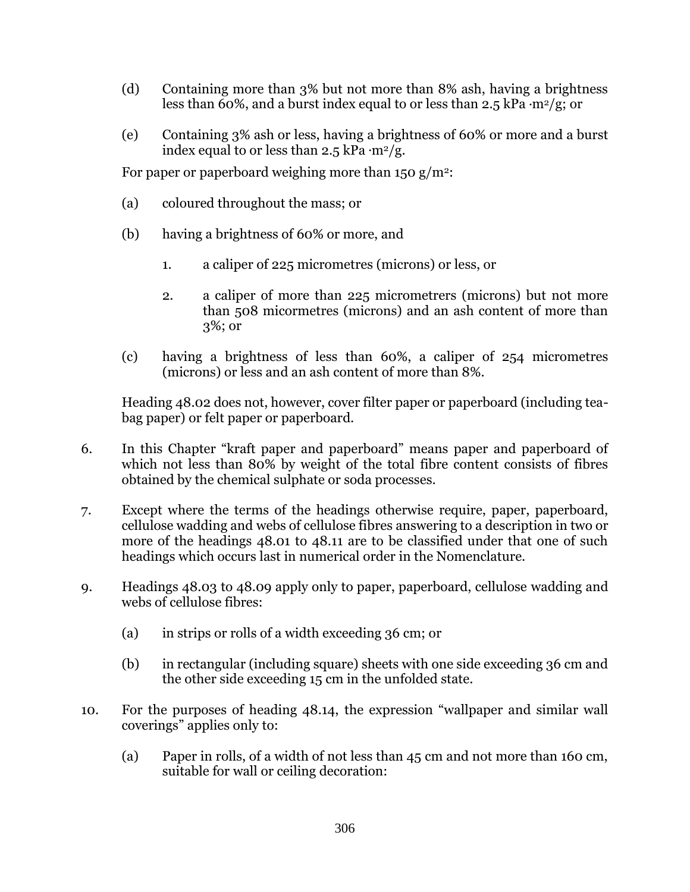(d) Containing more than 3% but not more than 8% ash, having a brightness less than 60%, and a burst index equal to or less than 2.5 kPa $\cdot m^2/g$; or

(e) Containing 3% ash or less, having a brightness of 60% or more and a burst index equal to or less than 2.5 kPa $\cdot m^2/g$.

For paper or paperboard weighing more than 150 $g/m^2$:

(a) coloured throughout the mass; or

(b) having a brightness of 60% or more, and

1. a caliper of 225 micrometres (microns) or less, or

2. a caliper of more than 225 micrometrers (microns) but not more than 508 micormetres (microns) and an ash content of more than 3%; or

(c) having a brightness of less than 60%, a caliper of 254 micrometres (microns) or less and an ash content of more than 8%.

Heading 48.02 does not, however, cover filter paper or paperboard (including tea-bag paper) or felt paper or paperboard.

6. In this Chapter "kraft paper and paperboard" means paper and paperboard of which not less than 80% by weight of the total fibre content consists of fibres obtained by the chemical sulphate or soda processes.

7. Except where the terms of the headings otherwise require, paper, paperboard, cellulose wadding and webs of cellulose fibres answering to a description in two or more of the headings 48.01 to 48.11 are to be classified under that one of such headings which occurs last in numerical order in the Nomenclature.

9. Headings 48.03 to 48.09 apply only to paper, paperboard, cellulose wadding and webs of cellulose fibres:

(a) in strips or rolls of a width exceeding 36 cm; or

(b) in rectangular (including square) sheets with one side exceeding 36 cm and the other side exceeding 15 cm in the unfolded state.

10. For the purposes of heading 48.14, the expression "wallpaper and similar wall coverings" applies only to:

(a) Paper in rolls, of a width of not less than 45 cm and not more than 160 cm, suitable for wall or ceiling decoration: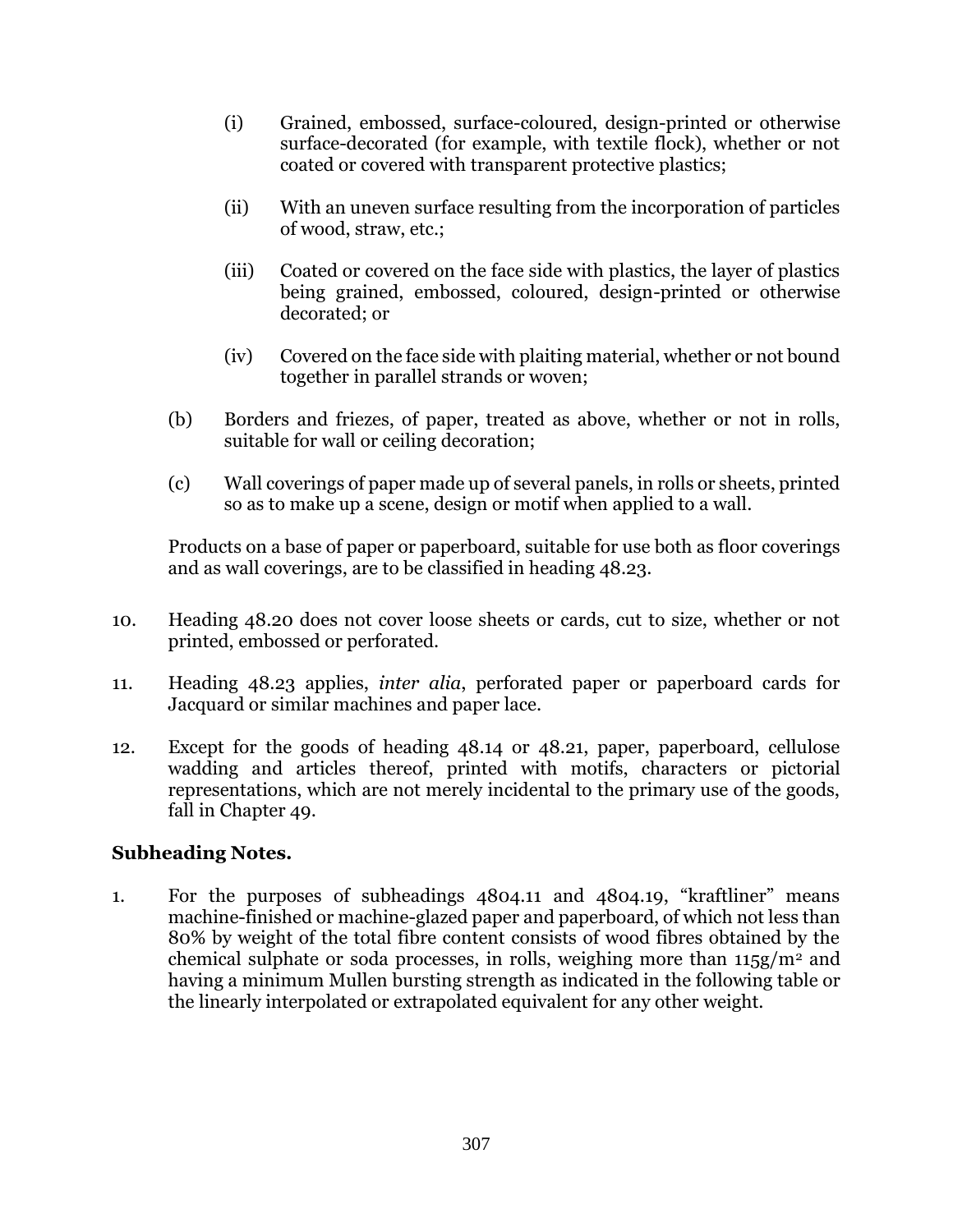(i) Grained, embossed, surface-coloured, design-printed or otherwise surface-decorated (for example, with textile flock), whether or not coated or covered with transparent protective plastics;

(ii) With an uneven surface resulting from the incorporation of particles of wood, straw, etc.;

(iii) Coated or covered on the face side with plastics, the layer of plastics being grained, embossed, coloured, design-printed or otherwise decorated; or

(iv) Covered on the face side with plaiting material, whether or not bound together in parallel strands or woven;

(b) Borders and friezes, of paper, treated as above, whether or not in rolls, suitable for wall or ceiling decoration;

(c) Wall coverings of paper made up of several panels, in rolls or sheets, printed so as to make up a scene, design or motif when applied to a wall.

Products on a base of paper or paperboard, suitable for use both as floor coverings and as wall coverings, are to be classified in heading 48.23.

10. Heading 48.20 does not cover loose sheets or cards, cut to size, whether or not printed, embossed or perforated.

11. Heading 48.23 applies, *inter alia*, perforated paper or paperboard cards for Jacquard or similar machines and paper lace.

12. Except for the goods of heading 48.14 or 48.21, paper, paperboard, cellulose wadding and articles thereof, printed with motifs, characters or pictorial representations, which are not merely incidental to the primary use of the goods, fall in Chapter 49.

## Subheading Notes.

1. For the purposes of subheadings 4804.11 and 4804.19, "kraftliner" means machine-finished or machine-glazed paper and paperboard, of which not less than 80% by weight of the total fibre content consists of wood fibres obtained by the chemical sulphate or soda processes, in rolls, weighing more than 115g/$m^2$ and having a minimum Mullen bursting strength as indicated in the following table or the linearly interpolated or extrapolated equivalent for any other weight.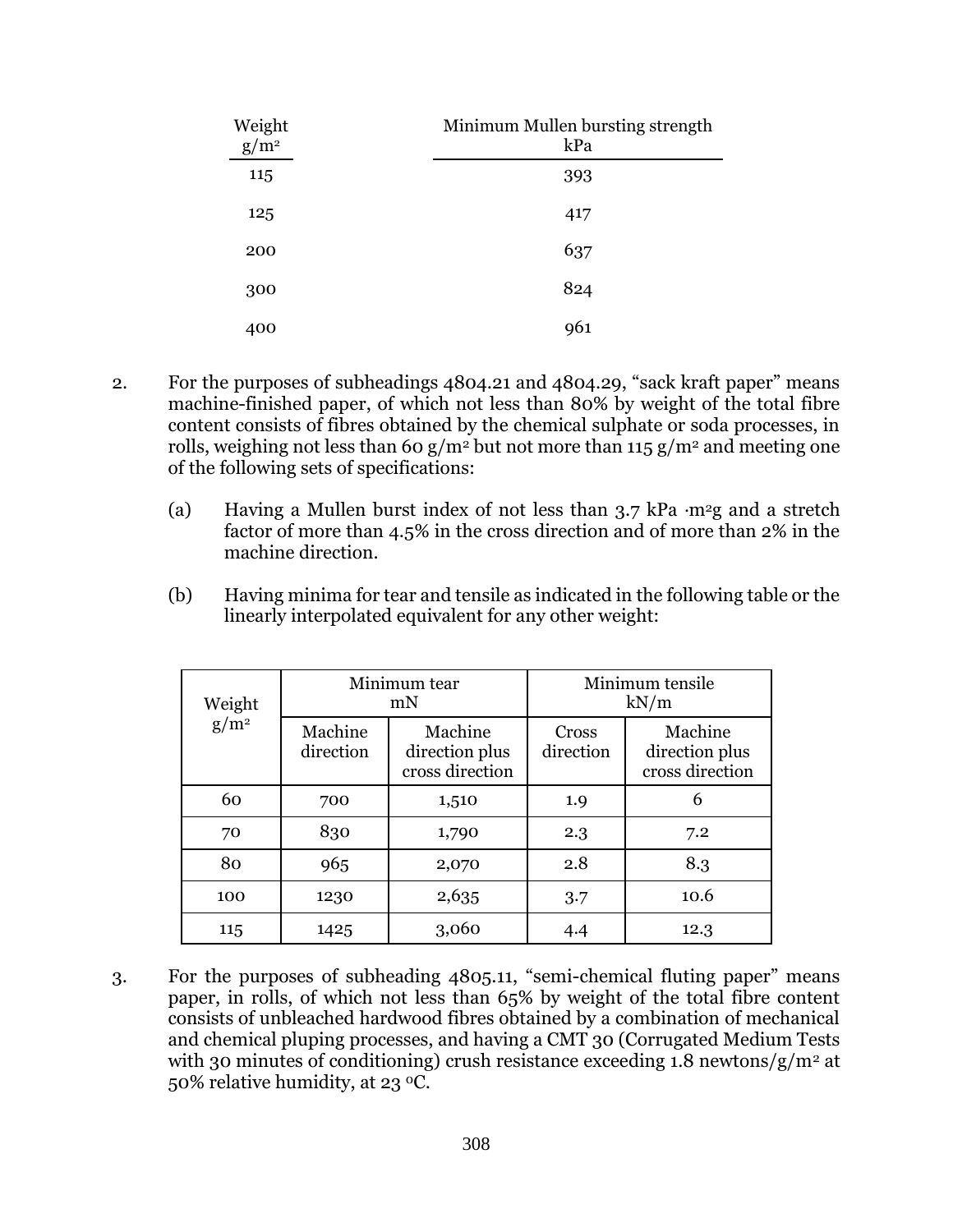| Weight g/m² | Minimum Mullen bursting strength kPa |
|---|---|
| 115 | 393 |
| 125 | 417 |
| 200 | 637 |
| 300 | 824 |
| 400 | 961 |

2. For the purposes of subheadings 4804.21 and 4804.29, "sack kraft paper" means machine-finished paper, of which not less than 80% by weight of the total fibre content consists of fibres obtained by the chemical sulphate or soda processes, in rolls, weighing not less than 60 g/m² but not more than 115 g/m² and meeting one of the following sets of specifications:

   (a) Having a Mullen burst index of not less than 3.7 kPa ·m²g and a stretch factor of more than 4.5% in the cross direction and of more than 2% in the machine direction.

   (b) Having minima for tear and tensile as indicated in the following table or the linearly interpolated equivalent for any other weight:

| Weight g/m² | Minimum tear mN | | Minimum tensile kN/m | |
|---|---|---|---|---|
| | Machine direction | Machine direction plus cross direction | Cross direction | Machine direction plus cross direction |
| 60 | 700 | 1,510 | 1.9 | 6 |
| 70 | 830 | 1,790 | 2.3 | 7.2 |
| 80 | 965 | 2,070 | 2.8 | 8.3 |
| 100 | 1230 | 2,635 | 3.7 | 10.6 |
| 115 | 1425 | 3,060 | 4.4 | 12.3 |

3. For the purposes of subheading 4805.11, "semi-chemical fluting paper" means paper, in rolls, of which not less than 65% by weight of the total fibre content consists of unbleached hardwood fibres obtained by a combination of mechanical and chemical pluping processes, and having a CMT 30 (Corrugated Medium Tests with 30 minutes of conditioning) crush resistance exceeding 1.8 newtons/g/m² at 50% relative humidity, at 23 °C.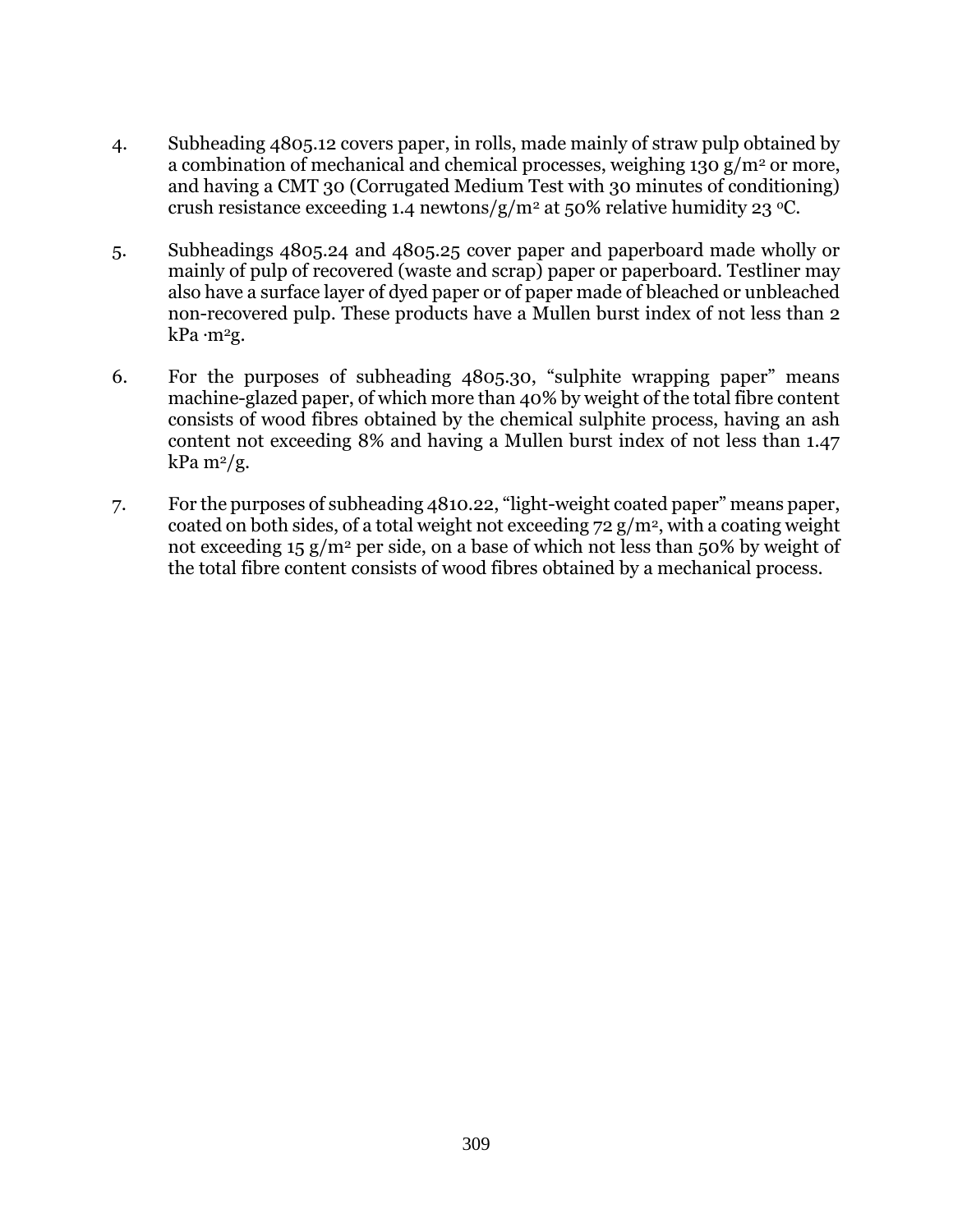4. Subheading 4805.12 covers paper, in rolls, made mainly of straw pulp obtained by a combination of mechanical and chemical processes, weighing 130 $g/m^2$ or more, and having a CMT 30 (Corrugated Medium Test with 30 minutes of conditioning) crush resistance exceeding 1.4 newtons/$g/m^2$ at 50% relative humidity 23 $^oC$.

5. Subheadings 4805.24 and 4805.25 cover paper and paperboard made wholly or mainly of pulp of recovered (waste and scrap) paper or paperboard. Testliner may also have a surface layer of dyed paper or of paper made of bleached or unbleached non-recovered pulp. These products have a Mullen burst index of not less than 2 kPa $\cdot m^2 g$.

6. For the purposes of subheading 4805.30, "sulphite wrapping paper" means machine-glazed paper, of which more than 40% by weight of the total fibre content consists of wood fibres obtained by the chemical sulphite process, having an ash content not exceeding 8% and having a Mullen burst index of not less than 1.47 kPa $m^2/g$.

7. For the purposes of subheading 4810.22, "light-weight coated paper" means paper, coated on both sides, of a total weight not exceeding 72 $g/m^2$, with a coating weight not exceeding 15 $g/m^2$ per side, on a base of which not less than 50% by weight of the total fibre content consists of wood fibres obtained by a mechanical process.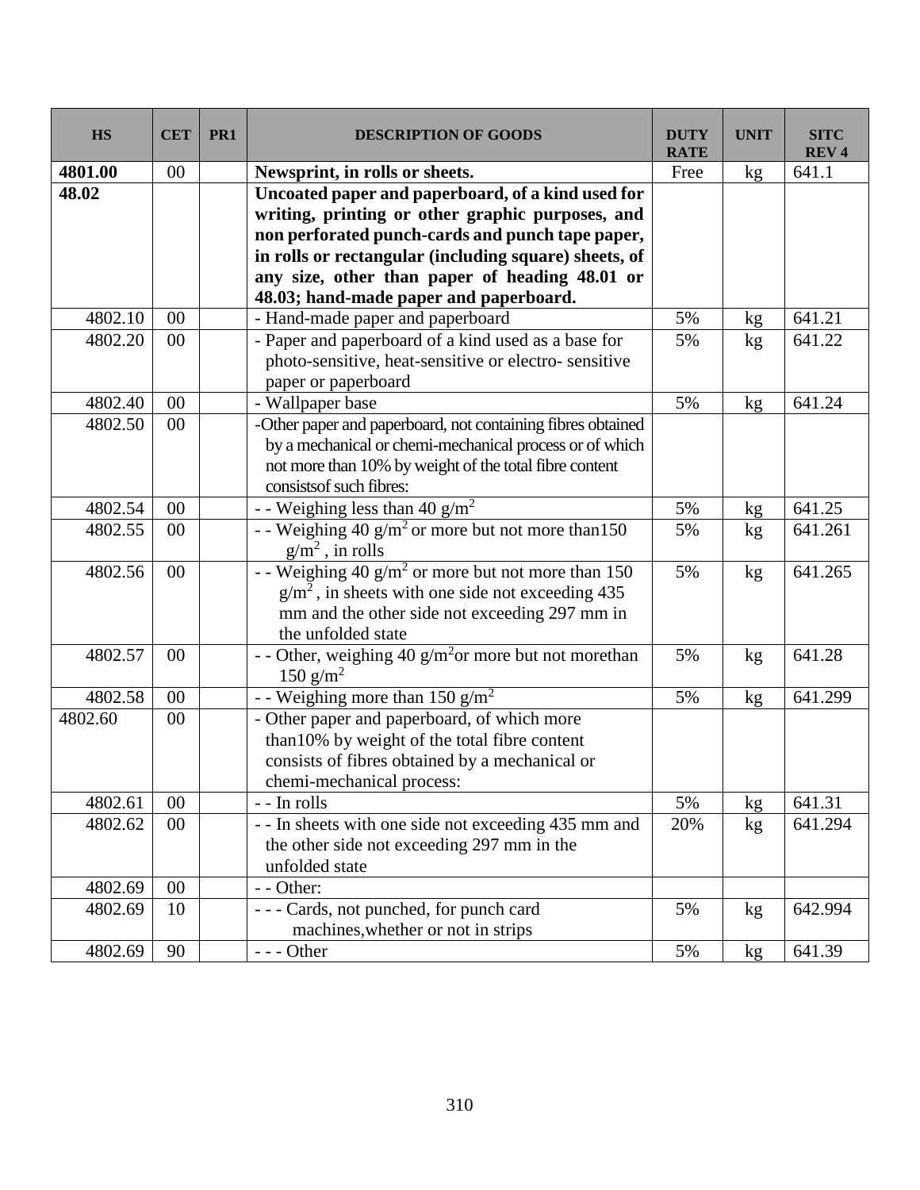| HS | CET | PR1 | DESCRIPTION OF GOODS | DUTY RATE | UNIT | SITC REV 4 |
|---|---|---|---|---|---|---|
| **4801.00** | 00 | | **Newsprint, in rolls or sheets.** | Free | kg | 641.1 |
| **48.02** | | | **Uncoated paper and paperboard, of a kind used for writing, printing or other graphic purposes, and non perforated punch-cards and punch tape paper, in rolls or rectangular (including square) sheets, of any size, other than paper of heading 48.01 or 48.03; hand-made paper and paperboard.** | | | |
| 4802.10 | 00 | | - Hand-made paper and paperboard | 5% | kg | 641.21 |
| 4802.20 | 00 | | - Paper and paperboard of a kind used as a base for photo-sensitive, heat-sensitive or electro- sensitive paper or paperboard | 5% | kg | 641.22 |
| 4802.40 | 00 | | - Wallpaper base | 5% | kg | 641.24 |
| 4802.50 | 00 | | -Other paper and paperboard, not containing fibres obtained by a mechanical or chemi-mechanical process or of which not more than 10% by weight of the total fibre content consistsof such fibres: | | | |
| 4802.54 | 00 | | - - Weighing less than 40 $g/m^2$ | 5% | kg | 641.25 |
| 4802.55 | 00 | | - - Weighing 40 $g/m^2$ or more but not more than150 $g/m^2$ , in rolls | 5% | kg | 641.261 |
| 4802.56 | 00 | | - - Weighing 40 $g/m^2$ or more but not more than 150 $g/m^2$ , in sheets with one side not exceeding 435 mm and the other side not exceeding 297 mm in the unfolded state | 5% | kg | 641.265 |
| 4802.57 | 00 | | - - Other, weighing 40 $g/m^2$or more but not morethan 150 $g/m^2$ | 5% | kg | 641.28 |
| 4802.58 | 00 | | - - Weighing more than 150 $g/m^2$ | 5% | kg | 641.299 |
| 4802.60 | 00 | | - Other paper and paperboard, of which more than10% by weight of the total fibre content consists of fibres obtained by a mechanical or chemi-mechanical process: | | | |
| 4802.61 | 00 | | - - In rolls | 5% | kg | 641.31 |
| 4802.62 | 00 | | - - In sheets with one side not exceeding 435 mm and the other side not exceeding 297 mm in the unfolded state | 20% | kg | 641.294 |
| 4802.69 | 00 | | - - Other: | | | |
| 4802.69 | 10 | | - - - Cards, not punched, for punch card machines,whether or not in strips | 5% | kg | 642.994 |
| 4802.69 | 90 | | - - - Other | 5% | kg | 641.39 |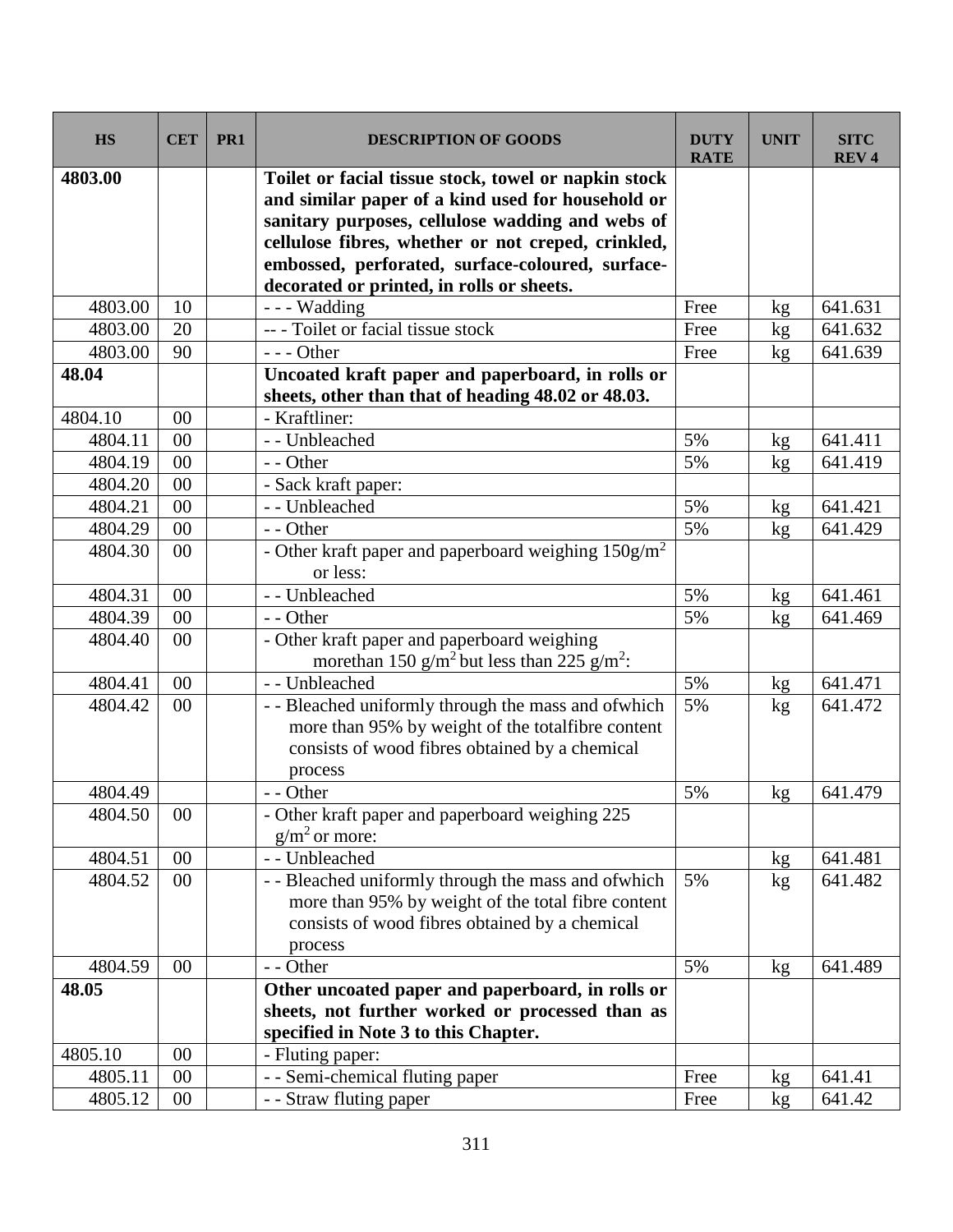| HS | CET | PR1 | DESCRIPTION OF GOODS | DUTY RATE | UNIT | SITC REV 4 |
|---|---|---|---|---|---|---|
| **4803.00** | | | **Toilet or facial tissue stock, towel or napkin stock and similar paper of a kind used for household or sanitary purposes, cellulose wadding and webs of cellulose fibres, whether or not creped, crinkled, embossed, perforated, surface-coloured, surface-decorated or printed, in rolls or sheets.** | | | |
| 4803.00 | 10 | | - - - Wadding | Free | kg | 641.631 |
| 4803.00 | 20 | | -- - Toilet or facial tissue stock | Free | kg | 641.632 |
| 4803.00 | 90 | | - - - Other | Free | kg | 641.639 |
| **48.04** | | | **Uncoated kraft paper and paperboard, in rolls or sheets, other than that of heading 48.02 or 48.03.** | | | |
| 4804.10 | 00 | | - Kraftliner: | | | |
| 4804.11 | 00 | | - - Unbleached | 5% | kg | 641.411 |
| 4804.19 | 00 | | - - Other | 5% | kg | 641.419 |
| 4804.20 | 00 | | - Sack kraft paper: | | | |
| 4804.21 | 00 | | - - Unbleached | 5% | kg | 641.421 |
| 4804.29 | 00 | | - - Other | 5% | kg | 641.429 |
| 4804.30 | 00 | | - Other kraft paper and paperboard weighing 150g/m$^2$ or less: | | | |
| 4804.31 | 00 | | - - Unbleached | 5% | kg | 641.461 |
| 4804.39 | 00 | | - - Other | 5% | kg | 641.469 |
| 4804.40 | 00 | | - Other kraft paper and paperboard weighing morethan 150 g/m$^2$ but less than 225 g/m$^2$: | | | |
| 4804.41 | 00 | | - - Unbleached | 5% | kg | 641.471 |
| 4804.42 | 00 | | - - Bleached uniformly through the mass and ofwhich more than 95% by weight of the totalfibre content consists of wood fibres obtained by a chemical process | 5% | kg | 641.472 |
| 4804.49 | | | - - Other | 5% | kg | 641.479 |
| 4804.50 | 00 | | - Other kraft paper and paperboard weighing 225 g/m$^2$ or more: | | | |
| 4804.51 | 00 | | - - Unbleached | | kg | 641.481 |
| 4804.52 | 00 | | - - Bleached uniformly through the mass and ofwhich more than 95% by weight of the total fibre content consists of wood fibres obtained by a chemical process | 5% | kg | 641.482 |
| 4804.59 | 00 | | - - Other | 5% | kg | 641.489 |
| **48.05** | | | **Other uncoated paper and paperboard, in rolls or sheets, not further worked or processed than as specified in Note 3 to this Chapter.** | | | |
| 4805.10 | 00 | | - Fluting paper: | | | |
| 4805.11 | 00 | | - - Semi-chemical fluting paper | Free | kg | 641.41 |
| 4805.12 | 00 | | - - Straw fluting paper | Free | kg | 641.42 |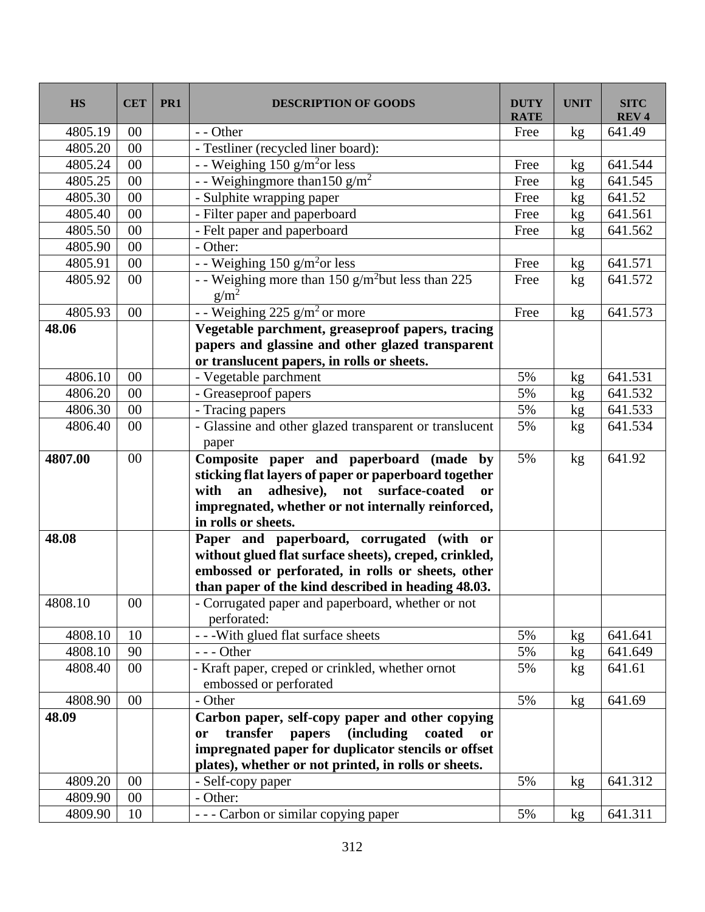| HS | CET | PR1 | DESCRIPTION OF GOODS | DUTY RATE | UNIT | SITC REV 4 |
|---|---|---|---|---|---|---|
| 4805.19 | 00 | | - - Other | Free | kg | 641.49 |
| 4805.20 | 00 | | - Testliner (recycled liner board): | | | |
| 4805.24 | 00 | | - - Weighing 150 $g/m^2$or less | Free | kg | 641.544 |
| 4805.25 | 00 | | - - Weighingmore than150 $g/m^2$ | Free | kg | 641.545 |
| 4805.30 | 00 | | - Sulphite wrapping paper | Free | kg | 641.52 |
| 4805.40 | 00 | | - Filter paper and paperboard | Free | kg | 641.561 |
| 4805.50 | 00 | | - Felt paper and paperboard | Free | kg | 641.562 |
| 4805.90 | 00 | | - Other: | | | |
| 4805.91 | 00 | | - - Weighing 150 $g/m^2$or less | Free | kg | 641.571 |
| 4805.92 | 00 | | - - Weighing more than 150 $g/m^2$but less than 225 $g/m^2$ | Free | kg | 641.572 |
| 4805.93 | 00 | | - - Weighing 225 $g/m^2$ or more | Free | kg | 641.573 |
| **48.06** | | | **Vegetable parchment, greaseproof papers, tracing papers and glassine and other glazed transparent or translucent papers, in rolls or sheets.** | | | |
| 4806.10 | 00 | | - Vegetable parchment | 5% | kg | 641.531 |
| 4806.20 | 00 | | - Greaseproof papers | 5% | kg | 641.532 |
| 4806.30 | 00 | | - Tracing papers | 5% | kg | 641.533 |
| 4806.40 | 00 | | - Glassine and other glazed transparent or translucent paper | 5% | kg | 641.534 |
| **4807.00** | 00 | | **Composite paper and paperboard (made by sticking flat layers of paper or paperboard together with an adhesive), not surface-coated or impregnated, whether or not internally reinforced, in rolls or sheets.** | 5% | kg | 641.92 |
| **48.08** | | | **Paper and paperboard, corrugated (with or without glued flat surface sheets), creped, crinkled, embossed or perforated, in rolls or sheets, other than paper of the kind described in heading 48.03.** | | | |
| 4808.10 | 00 | | - Corrugated paper and paperboard, whether or not perforated: | | | |
| 4808.10 | 10 | | - - -With glued flat surface sheets | 5% | kg | 641.641 |
| 4808.10 | 90 | | - - - Other | 5% | kg | 641.649 |
| 4808.40 | 00 | | - Kraft paper, creped or crinkled, whether ornot embossed or perforated | 5% | kg | 641.61 |
| 4808.90 | 00 | | - Other | 5% | kg | 641.69 |
| **48.09** | | | **Carbon paper, self-copy paper and other copying or transfer papers (including coated or impregnated paper for duplicator stencils or offset plates), whether or not printed, in rolls or sheets.** | | | |
| 4809.20 | 00 | | - Self-copy paper | 5% | kg | 641.312 |
| 4809.90 | 00 | | - Other: | | | |
| 4809.90 | 10 | | - - - Carbon or similar copying paper | 5% | kg | 641.311 |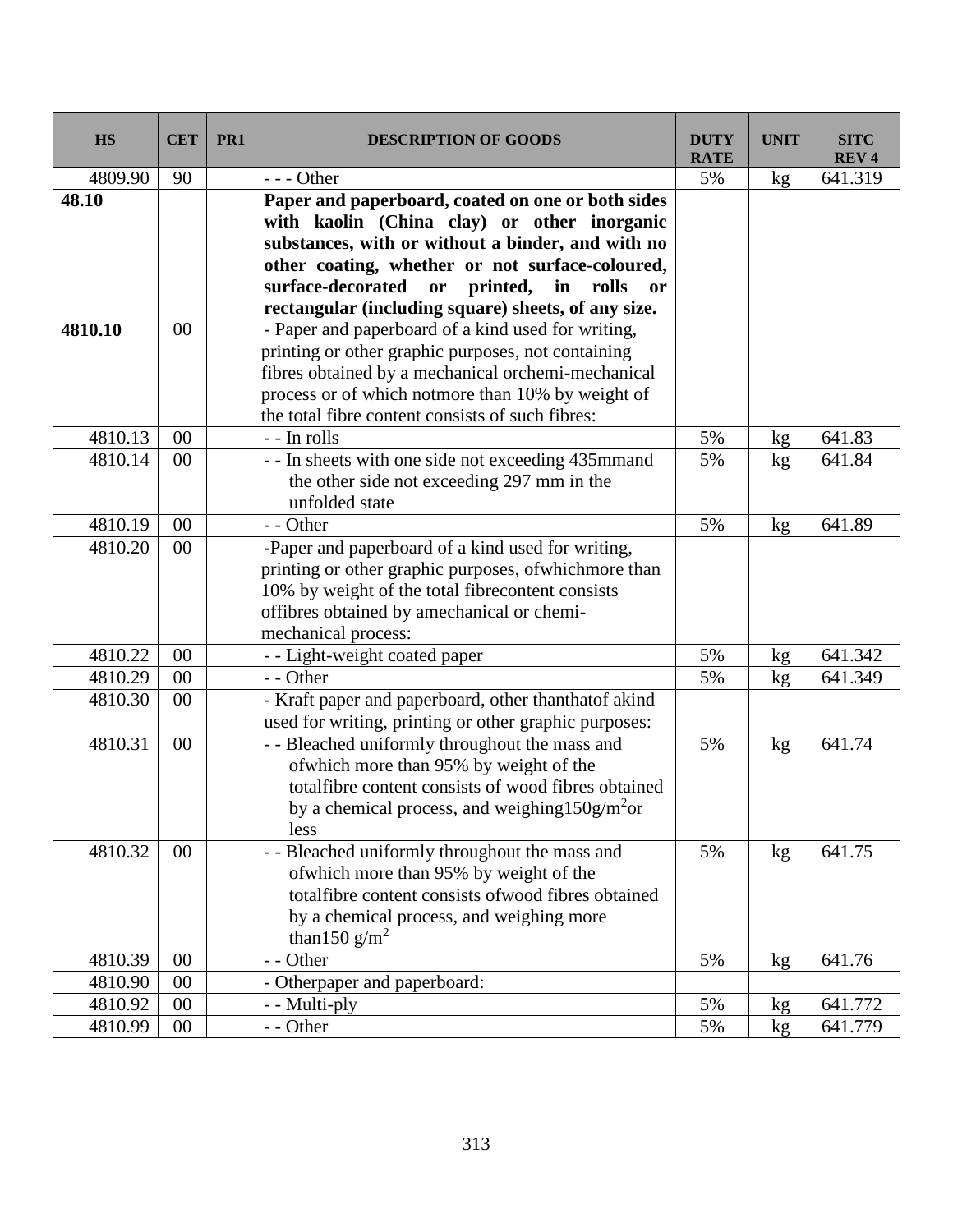| HS | CET | PR1 | DESCRIPTION OF GOODS | DUTY RATE | UNIT | SITC REV 4 |
|---|---|---|---|---|---|---|
| 4809.90 | 90 | | - - - Other | 5% | kg | 641.319 |
| **48.10** | | | **Paper and paperboard, coated on one or both sides with kaolin (China clay) or other inorganic substances, with or without a binder, and with no other coating, whether or not surface-coloured, surface-decorated or printed, in rolls or rectangular (including square) sheets, of any size.** | | | |
| **4810.10** | 00 | | - Paper and paperboard of a kind used for writing, printing or other graphic purposes, not containing fibres obtained by a mechanical orchemi-mechanical process or of which notmore than 10% by weight of the total fibre content consists of such fibres: | | | |
| 4810.13 | 00 | | - - In rolls | 5% | kg | 641.83 |
| 4810.14 | 00 | | - - In sheets with one side not exceeding 435mmand the other side not exceeding 297 mm in the unfolded state | 5% | kg | 641.84 |
| 4810.19 | 00 | | - - Other | 5% | kg | 641.89 |
| 4810.20 | 00 | | -Paper and paperboard of a kind used for writing, printing or other graphic purposes, ofwhichmore than 10% by weight of the total fibrecontent consists offibres obtained by amechanical or chemi-mechanical process: | | | |
| 4810.22 | 00 | | - - Light-weight coated paper | 5% | kg | 641.342 |
| 4810.29 | 00 | | - - Other | 5% | kg | 641.349 |
| 4810.30 | 00 | | - Kraft paper and paperboard, other thanthatof akind used for writing, printing or other graphic purposes: | | | |
| 4810.31 | 00 | | - - Bleached uniformly throughout the mass and ofwhich more than 95% by weight of the totalfibre content consists of wood fibres obtained by a chemical process, and weighing150g/$m^2$or less | 5% | kg | 641.74 |
| 4810.32 | 00 | | - - Bleached uniformly throughout the mass and ofwhich more than 95% by weight of the totalfibre content consists ofwood fibres obtained by a chemical process, and weighing more than150 g/$m^2$ | 5% | kg | 641.75 |
| 4810.39 | 00 | | - - Other | 5% | kg | 641.76 |
| 4810.90 | 00 | | - Otherpaper and paperboard: | | | |
| 4810.92 | 00 | | - - Multi-ply | 5% | kg | 641.772 |
| 4810.99 | 00 | | - - Other | 5% | kg | 641.779 |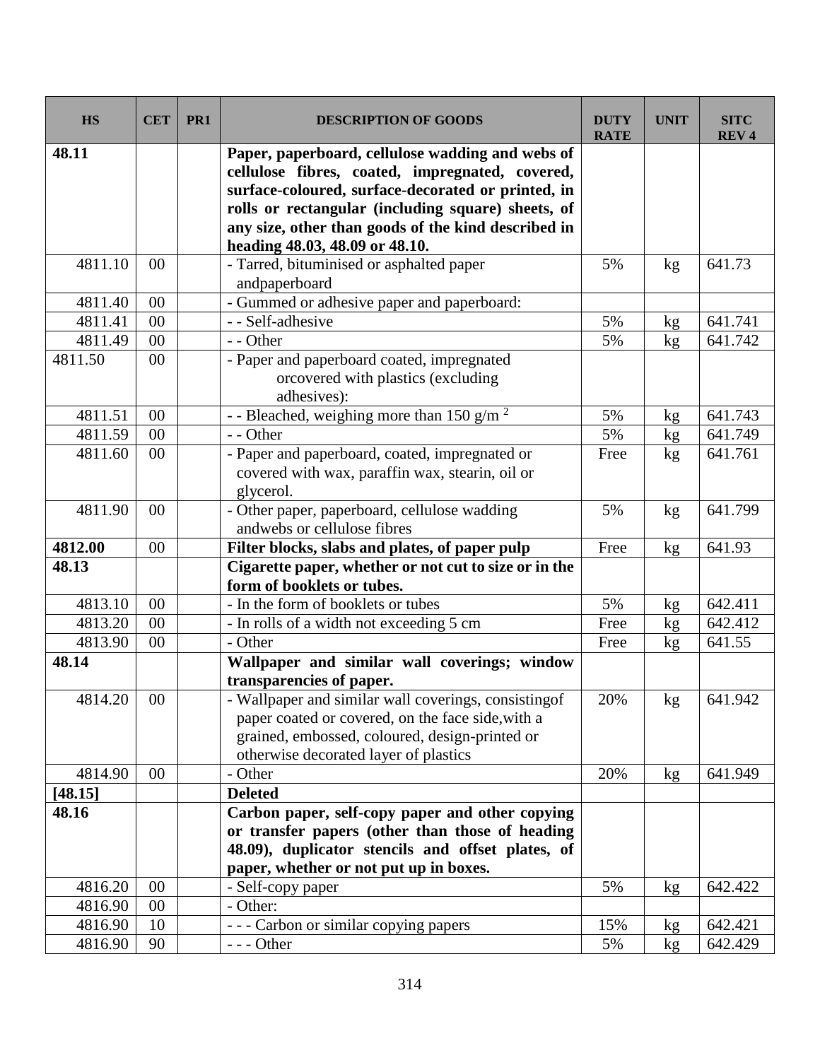| HS | CET | PR1 | DESCRIPTION OF GOODS | DUTY RATE | UNIT | SITC REV 4 |
|---|---|---|---|---|---|---|
| **48.11** | | | **Paper, paperboard, cellulose wadding and webs of cellulose fibres, coated, impregnated, covered, surface-coloured, surface-decorated or printed, in rolls or rectangular (including square) sheets, of any size, other than goods of the kind described in heading 48.03, 48.09 or 48.10.** | | | |
| 4811.10 | 00 | | - Tarred, bituminised or asphalted paper andpaperboard | 5% | kg | 641.73 |
| 4811.40 | 00 | | - Gummed or adhesive paper and paperboard: | | | |
| 4811.41 | 00 | | - - Self-adhesive | 5% | kg | 641.741 |
| 4811.49 | 00 | | - - Other | 5% | kg | 641.742 |
| 4811.50 | 00 | | - Paper and paperboard coated, impregnated orcovered with plastics (excluding adhesives): | | | |
| 4811.51 | 00 | | - - Bleached, weighing more than 150 g/m $^2$ | 5% | kg | 641.743 |
| 4811.59 | 00 | | - - Other | 5% | kg | 641.749 |
| 4811.60 | 00 | | - Paper and paperboard, coated, impregnated or covered with wax, paraffin wax, stearin, oil or glycerol. | Free | kg | 641.761 |
| 4811.90 | 00 | | - Other paper, paperboard, cellulose wadding andwebs or cellulose fibres | 5% | kg | 641.799 |
| **4812.00** | 00 | | **Filter blocks, slabs and plates, of paper pulp** | Free | kg | 641.93 |
| **48.13** | | | **Cigarette paper, whether or not cut to size or in the form of booklets or tubes.** | | | |
| 4813.10 | 00 | | - In the form of booklets or tubes | 5% | kg | 642.411 |
| 4813.20 | 00 | | - In rolls of a width not exceeding 5 cm | Free | kg | 642.412 |
| 4813.90 | 00 | | - Other | Free | kg | 641.55 |
| **48.14** | | | **Wallpaper and similar wall coverings; window transparencies of paper.** | | | |
| 4814.20 | 00 | | - Wallpaper and similar wall coverings, consistingof paper coated or covered, on the face side,with a grained, embossed, coloured, design-printed or otherwise decorated layer of plastics | 20% | kg | 641.942 |
| 4814.90 | 00 | | - Other | 20% | kg | 641.949 |
| **[48.15]** | | | **Deleted** | | | |
| **48.16** | | | **Carbon paper, self-copy paper and other copying or transfer papers (other than those of heading 48.09), duplicator stencils and offset plates, of paper, whether or not put up in boxes.** | | | |
| 4816.20 | 00 | | - Self-copy paper | 5% | kg | 642.422 |
| 4816.90 | 00 | | - Other: | | | |
| 4816.90 | 10 | | - - - Carbon or similar copying papers | 15% | kg | 642.421 |
| 4816.90 | 90 | | - - - Other | 5% | kg | 642.429 |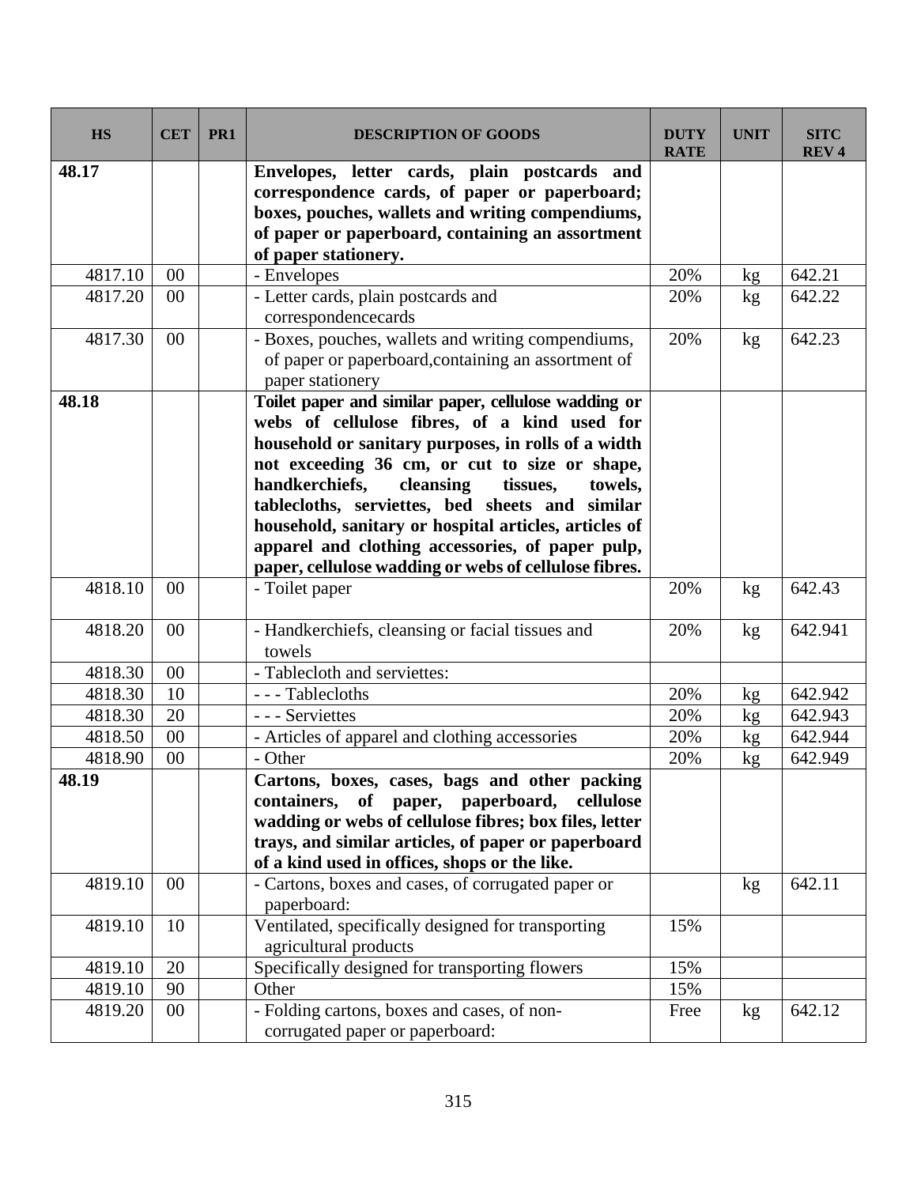| HS | CET | PR1 | DESCRIPTION OF GOODS | DUTY RATE | UNIT | SITC REV 4 |
|---|---|---|---|---|---|---|
| **48.17** | | | **Envelopes, letter cards, plain postcards and correspondence cards, of paper or paperboard; boxes, pouches, wallets and writing compendiums, of paper or paperboard, containing an assortment of paper stationery.** | | | |
| 4817.10 | 00 | | - Envelopes | 20% | kg | 642.21 |
| 4817.20 | 00 | | - Letter cards, plain postcards and correspondencecards | 20% | kg | 642.22 |
| 4817.30 | 00 | | - Boxes, pouches, wallets and writing compendiums, of paper or paperboard,containing an assortment of paper stationery | 20% | kg | 642.23 |
| **48.18** | | | **Toilet paper and similar paper, cellulose wadding or webs of cellulose fibres, of a kind used for household or sanitary purposes, in rolls of a width not exceeding 36 cm, or cut to size or shape, handkerchiefs, cleansing tissues, towels, tablecloths, serviettes, bed sheets and similar household, sanitary or hospital articles, articles of apparel and clothing accessories, of paper pulp, paper, cellulose wadding or webs of cellulose fibres.** | | | |
| 4818.10 | 00 | | - Toilet paper | 20% | kg | 642.43 |
| 4818.20 | 00 | | - Handkerchiefs, cleansing or facial tissues and towels | 20% | kg | 642.941 |
| 4818.30 | 00 | | - Tablecloth and serviettes: | | | |
| 4818.30 | 10 | | - - - Tablecloths | 20% | kg | 642.942 |
| 4818.30 | 20 | | - - - Serviettes | 20% | kg | 642.943 |
| 4818.50 | 00 | | - Articles of apparel and clothing accessories | 20% | kg | 642.944 |
| 4818.90 | 00 | | - Other | 20% | kg | 642.949 |
| **48.19** | | | **Cartons, boxes, cases, bags and other packing containers, of paper, paperboard, cellulose wadding or webs of cellulose fibres; box files, letter trays, and similar articles, of paper or paperboard of a kind used in offices, shops or the like.** | | | |
| 4819.10 | 00 | | - Cartons, boxes and cases, of corrugated paper or paperboard: | | kg | 642.11 |
| 4819.10 | 10 | | Ventilated, specifically designed for transporting agricultural products | 15% | | |
| 4819.10 | 20 | | Specifically designed for transporting flowers | 15% | | |
| 4819.10 | 90 | | Other | 15% | | |
| 4819.20 | 00 | | - Folding cartons, boxes and cases, of non-corrugated paper or paperboard: | Free | kg | 642.12 |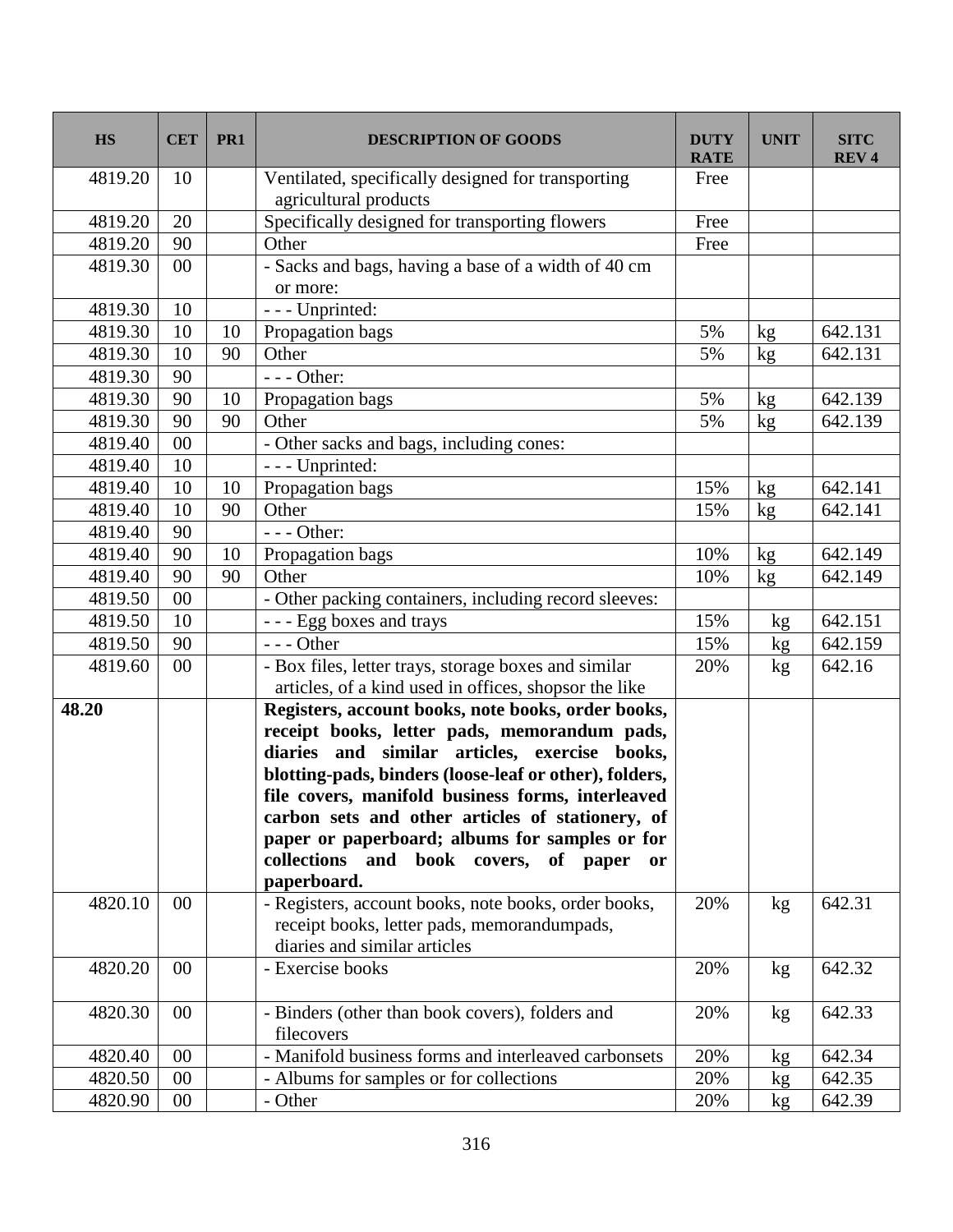| HS | CET | PR1 | DESCRIPTION OF GOODS | DUTY RATE | UNIT | SITC REV 4 |
|---|---|---|---|---|---|---|
| 4819.20 | 10 | | Ventilated, specifically designed for transporting agricultural products | Free | | |
| 4819.20 | 20 | | Specifically designed for transporting flowers | Free | | |
| 4819.20 | 90 | | Other | Free | | |
| 4819.30 | 00 | | - Sacks and bags, having a base of a width of 40 cm or more: | | | |
| 4819.30 | 10 | | - - - Unprinted: | | | |
| 4819.30 | 10 | 10 | Propagation bags | 5% | kg | 642.131 |
| 4819.30 | 10 | 90 | Other | 5% | kg | 642.131 |
| 4819.30 | 90 | | - - - Other: | | | |
| 4819.30 | 90 | 10 | Propagation bags | 5% | kg | 642.139 |
| 4819.30 | 90 | 90 | Other | 5% | kg | 642.139 |
| 4819.40 | 00 | | - Other sacks and bags, including cones: | | | |
| 4819.40 | 10 | | - - - Unprinted: | | | |
| 4819.40 | 10 | 10 | Propagation bags | 15% | kg | 642.141 |
| 4819.40 | 10 | 90 | Other | 15% | kg | 642.141 |
| 4819.40 | 90 | | - - - Other: | | | |
| 4819.40 | 90 | 10 | Propagation bags | 10% | kg | 642.149 |
| 4819.40 | 90 | 90 | Other | 10% | kg | 642.149 |
| 4819.50 | 00 | | - Other packing containers, including record sleeves: | | | |
| 4819.50 | 10 | | - - - Egg boxes and trays | 15% | kg | 642.151 |
| 4819.50 | 90 | | - - - Other | 15% | kg | 642.159 |
| 4819.60 | 00 | | - Box files, letter trays, storage boxes and similar articles, of a kind used in offices, shopsor the like | 20% | kg | 642.16 |
| **48.20** | | | **Registers, account books, note books, order books, receipt books, letter pads, memorandum pads, diaries and similar articles, exercise books, blotting-pads, binders (loose-leaf or other), folders, file covers, manifold business forms, interleaved carbon sets and other articles of stationery, of paper or paperboard; albums for samples or for collections and book covers, of paper or paperboard.** | | | |
| 4820.10 | 00 | | - Registers, account books, note books, order books, receipt books, letter pads, memorandumpads, diaries and similar articles | 20% | kg | 642.31 |
| 4820.20 | 00 | | - Exercise books | 20% | kg | 642.32 |
| 4820.30 | 00 | | - Binders (other than book covers), folders and filecovers | 20% | kg | 642.33 |
| 4820.40 | 00 | | - Manifold business forms and interleaved carbonsets | 20% | kg | 642.34 |
| 4820.50 | 00 | | - Albums for samples or for collections | 20% | kg | 642.35 |
| 4820.90 | 00 | | - Other | 20% | kg | 642.39 |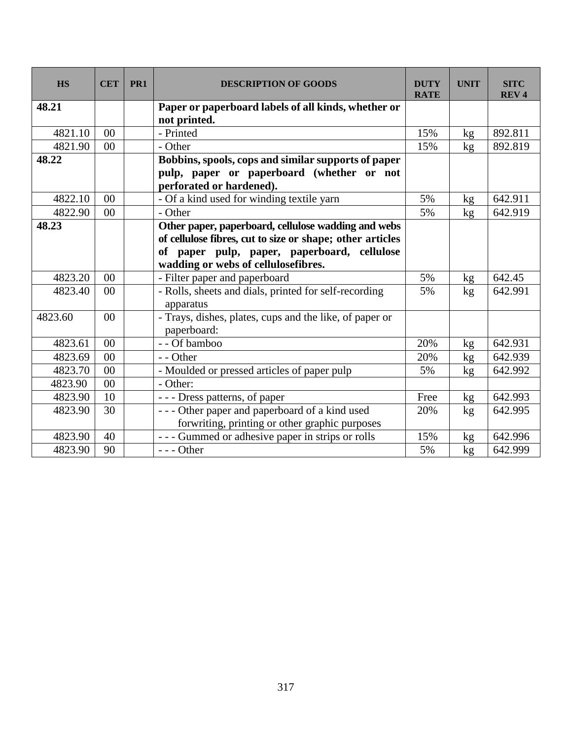| HS | CET | PR1 | DESCRIPTION OF GOODS | DUTY RATE | UNIT | SITC REV 4 |
|---|---|---|---|---|---|---|
| **48.21** | | | **Paper or paperboard labels of all kinds, whether or not printed.** | | | |
| 4821.10 | 00 | | - Printed | 15% | kg | 892.811 |
| 4821.90 | 00 | | - Other | 15% | kg | 892.819 |
| **48.22** | | | **Bobbins, spools, cops and similar supports of paper pulp, paper or paperboard (whether or not perforated or hardened).** | | | |
| 4822.10 | 00 | | - Of a kind used for winding textile yarn | 5% | kg | 642.911 |
| 4822.90 | 00 | | - Other | 5% | kg | 642.919 |
| **48.23** | | | **Other paper, paperboard, cellulose wadding and webs of cellulose fibres, cut to size or shape; other articles of paper pulp, paper, paperboard, cellulose wadding or webs of cellulosefibres.** | | | |
| 4823.20 | 00 | | - Filter paper and paperboard | 5% | kg | 642.45 |
| 4823.40 | 00 | | - Rolls, sheets and dials, printed for self-recording apparatus | 5% | kg | 642.991 |
| 4823.60 | 00 | | - Trays, dishes, plates, cups and the like, of paper or paperboard: | | | |
| 4823.61 | 00 | | - - Of bamboo | 20% | kg | 642.931 |
| 4823.69 | 00 | | - - Other | 20% | kg | 642.939 |
| 4823.70 | 00 | | - Moulded or pressed articles of paper pulp | 5% | kg | 642.992 |
| 4823.90 | 00 | | - Other: | | | |
| 4823.90 | 10 | | - - - Dress patterns, of paper | Free | kg | 642.993 |
| 4823.90 | 30 | | - - - Other paper and paperboard of a kind used forwriting, printing or other graphic purposes | 20% | kg | 642.995 |
| 4823.90 | 40 | | - - - Gummed or adhesive paper in strips or rolls | 15% | kg | 642.996 |
| 4823.90 | 90 | | - - - Other | 5% | kg | 642.999 |